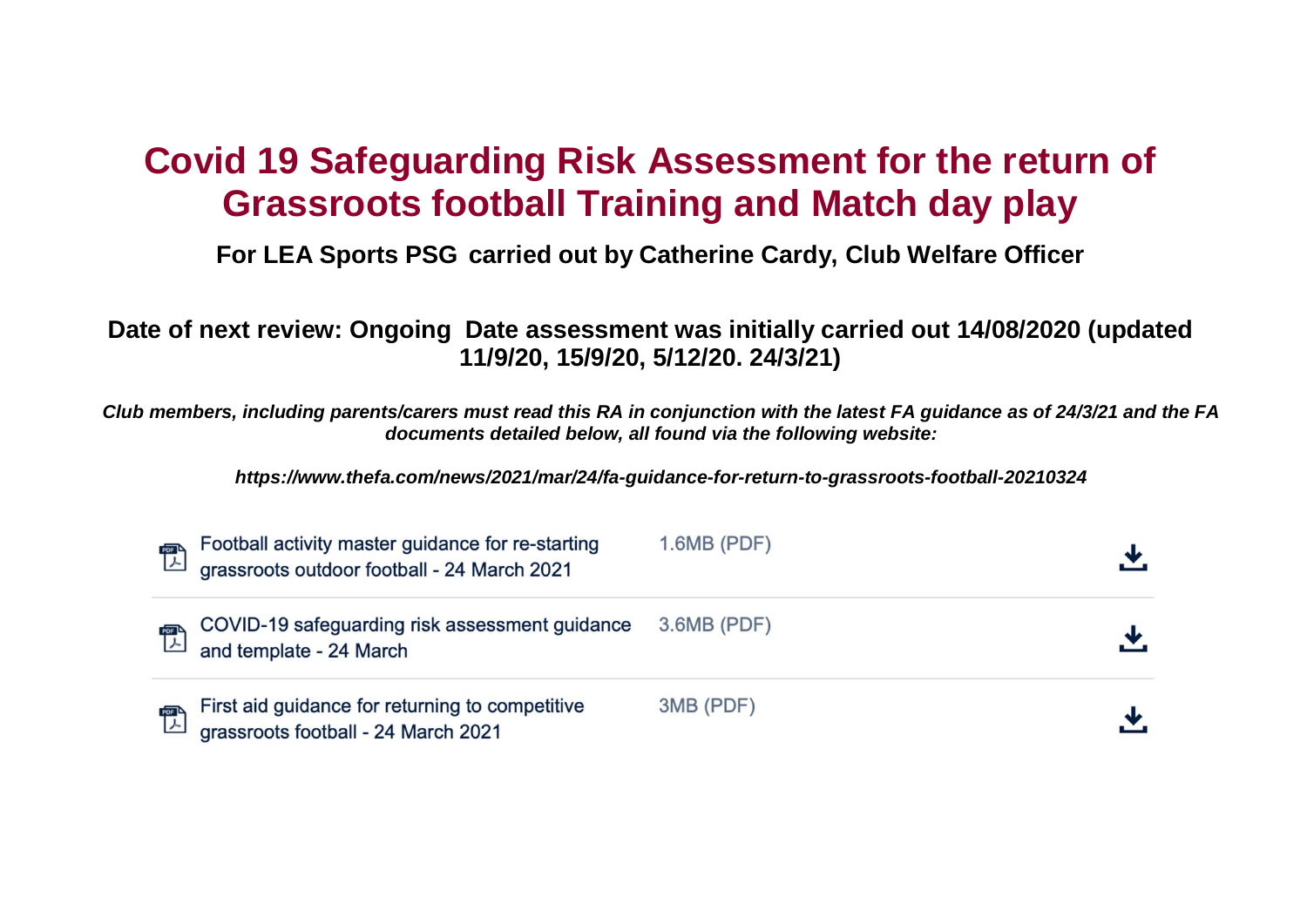# Covid 19 Safeguarding Risk Assessment for the return of Grassroots football Training and Match day play

**For LEA Sports PSG carried out by Catherine Cardy, Club Welfare Officer**

**Date of next review: Ongoing Date assessment was initially carried out 14/08/2020 (updated 11/9/20, 15/9/20, 5/12/20. 24/3/21)**

***Club members, including parents/carers must read this RA in conjunction with the latest FA guidance as of 24/3/21 and the FA documents detailed below, all found via the following website:***

***https://www.thefa.com/news/2021/mar/24/fa-guidance-for-return-to-grassroots-football-20210324***

| Document | Size |
|---|---|
| Football activity master guidance for re-starting grassroots outdoor football - 24 March 2021 | 1.6MB (PDF) |
| COVID-19 safeguarding risk assessment guidance and template - 24 March | 3.6MB (PDF) |
| First aid guidance for returning to competitive grassroots football - 24 March 2021 | 3MB (PDF) |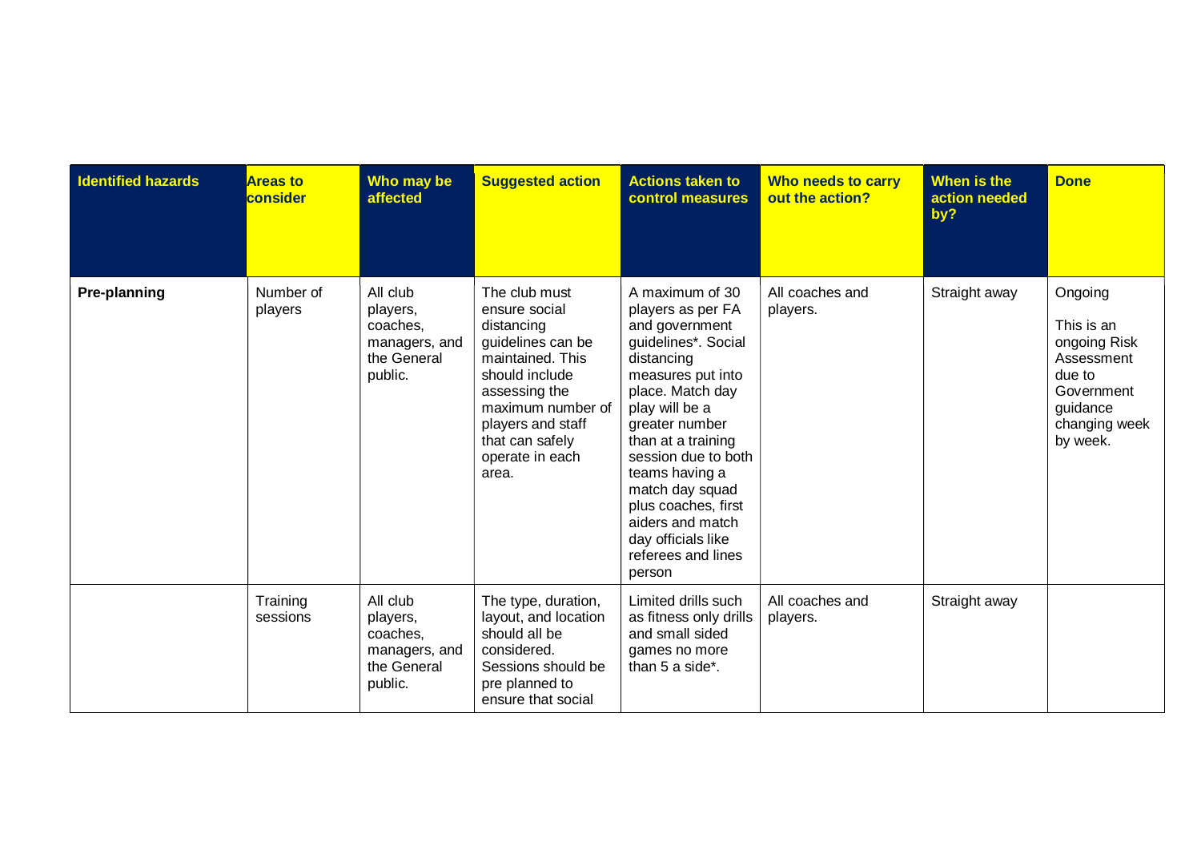| Identified hazards | Areas to consider | Who may be affected | Suggested action | Actions taken to control measures | Who needs to carry out the action? | When is the action needed by? | Done |
|---|---|---|---|---|---|---|---|
| **Pre-planning** | Number of players | All club players, coaches, managers, and the General public. | The club must ensure social distancing guidelines can be maintained. This should include assessing the maximum number of players and staff that can safely operate in each area. | A maximum of 30 players as per FA and government guidelines*. Social distancing measures put into place. Match day play will be a greater number than at a training session due to both teams having a match day squad plus coaches, first aiders and match day officials like referees and lines person | All coaches and players. | Straight away | Ongoing<br><br>This is an ongoing Risk Assessment due to Government guidance changing week by week. |
| | Training sessions | All club players, coaches, managers, and the General public. | The type, duration, layout, and location should all be considered. Sessions should be pre planned to ensure that social | Limited drills such as fitness only drills and small sided games no more than 5 a side*. | All coaches and players. | Straight away | |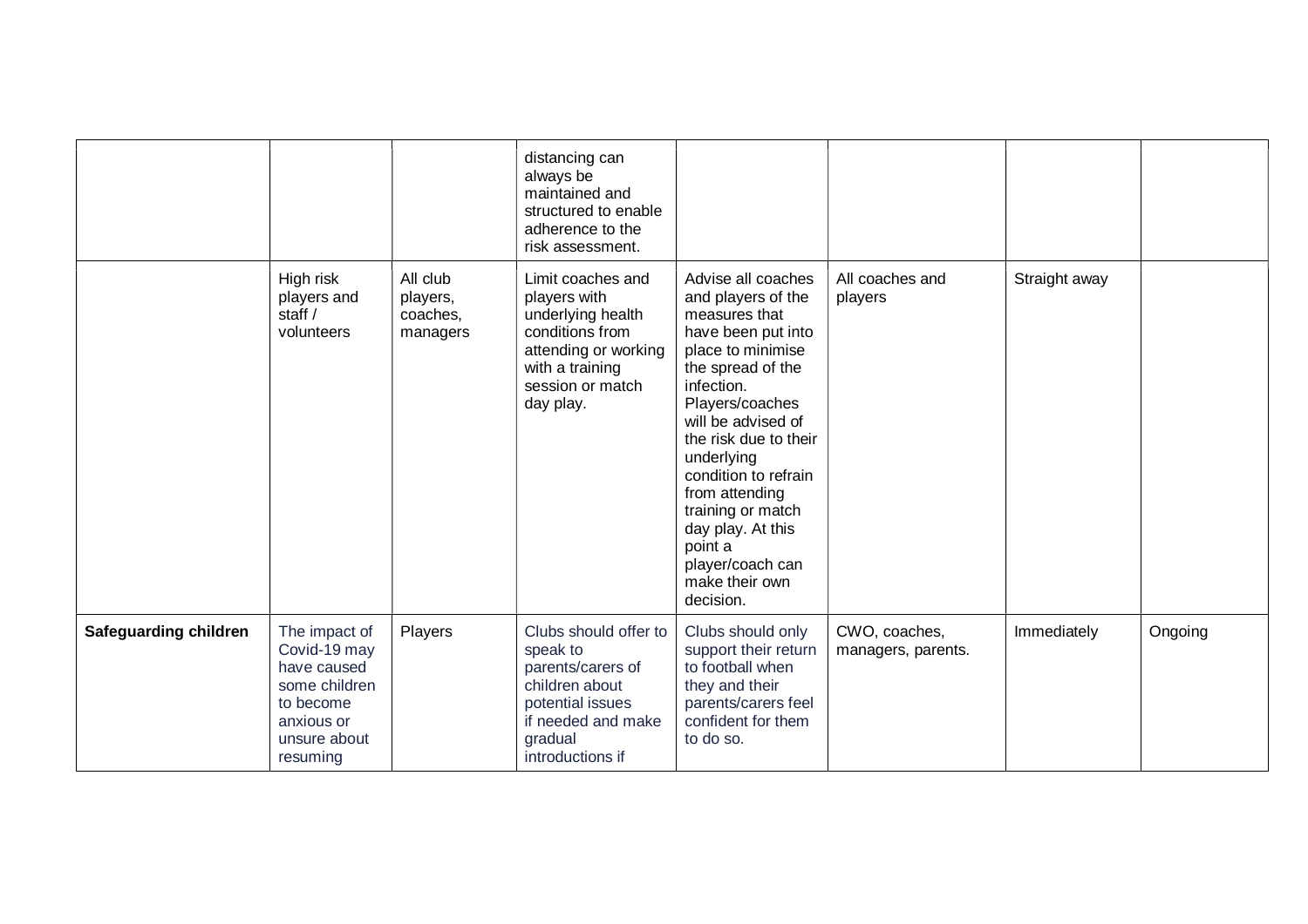| | | | | | | | |
|---|---|---|---|---|---|---|---|
| | | | distancing can always be maintained and structured to enable adherence to the risk assessment. | | | | |
| | High risk players and staff / volunteers | All club players, coaches, managers | Limit coaches and players with underlying health conditions from attending or working with a training session or match day play. | Advise all coaches and players of the measures that have been put into place to minimise the spread of the infection. Players/coaches will be advised of the risk due to their underlying condition to refrain from attending training or match day play. At this point a player/coach can make their own decision. | All coaches and players | Straight away | |
| **Safeguarding children** | The impact of Covid-19 may have caused some children to become anxious or unsure about resuming | Players | Clubs should offer to speak to parents/carers of children about potential issues if needed and make gradual introductions if | Clubs should only support their return to football when they and their parents/carers feel confident for them to do so. | CWO, coaches, managers, parents. | Immediately | Ongoing |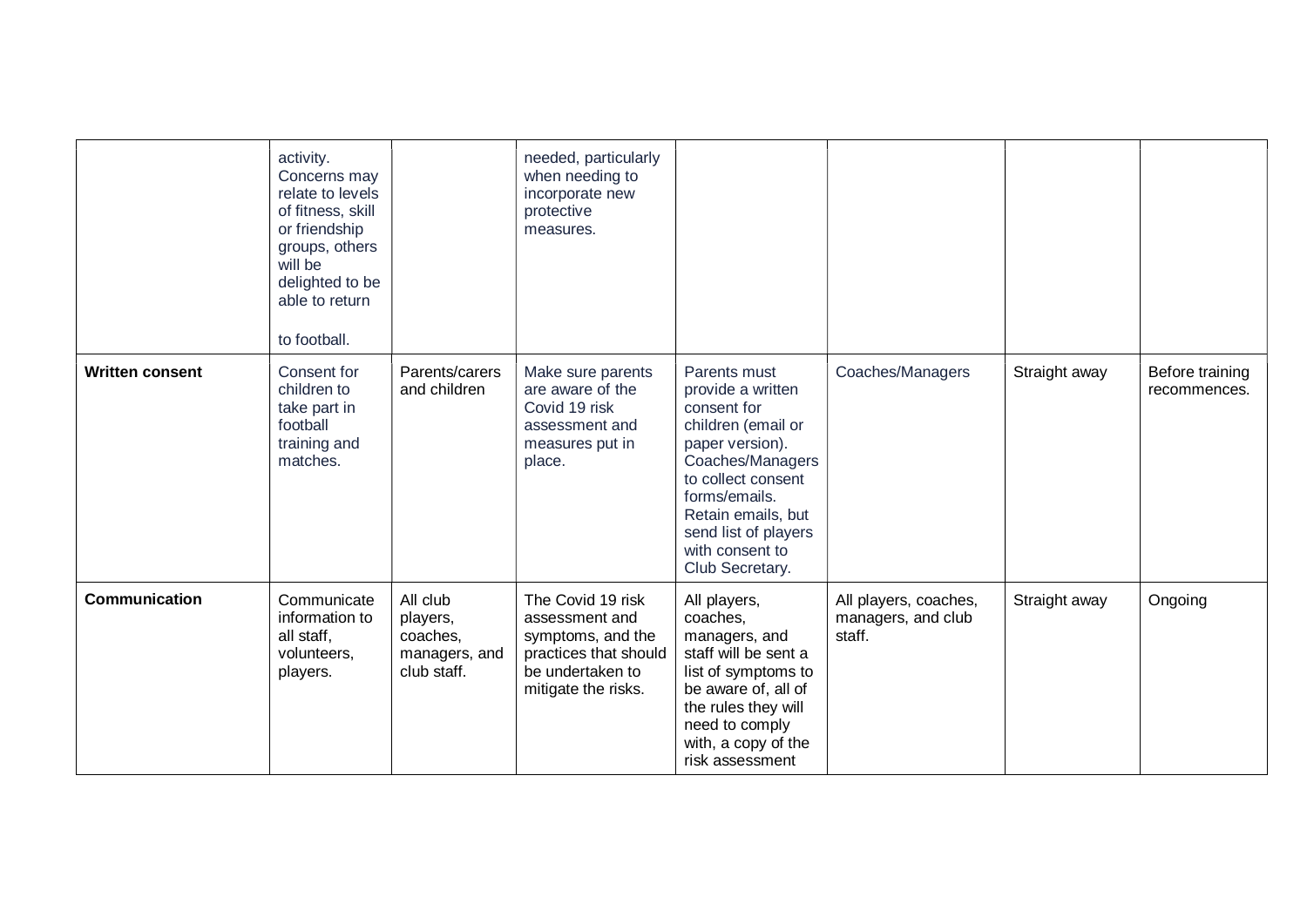| | | | | | | | |
|---|---|---|---|---|---|---|---|
| | activity. Concerns may relate to levels of fitness, skill or friendship groups, others will be delighted to be able to return to football. | | needed, particularly when needing to incorporate new protective measures. | | | | |
| **Written consent** | Consent for children to take part in football training and matches. | Parents/carers and children | Make sure parents are aware of the Covid 19 risk assessment and measures put in place. | Parents must provide a written consent for children (email or paper version). Coaches/Managers to collect consent forms/emails. Retain emails, but send list of players with consent to Club Secretary. | Coaches/Managers | Straight away | Before training recommences. |
| **Communication** | Communicate information to all staff, volunteers, players. | All club players, coaches, managers, and club staff. | The Covid 19 risk assessment and symptoms, and the practices that should be undertaken to mitigate the risks. | All players, coaches, managers, and staff will be sent a list of symptoms to be aware of, all of the rules they will need to comply with, a copy of the risk assessment | All players, coaches, managers, and club staff. | Straight away | Ongoing |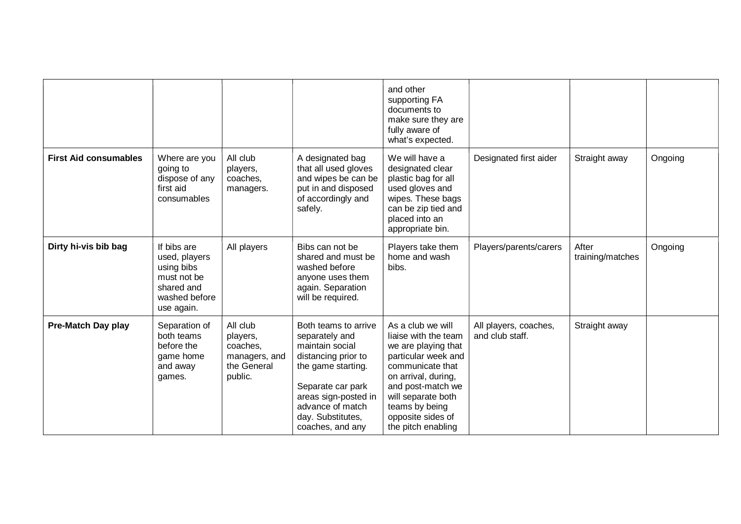| | | | | | | | |
|---|---|---|---|---|---|---|---|
| | | | | and other supporting FA documents to make sure they are fully aware of what's expected. | | | |
| **First Aid consumables** | Where are you going to dispose of any first aid consumables | All club players, coaches, managers. | A designated bag that all used gloves and wipes be can be put in and disposed of accordingly and safely. | We will have a designated clear plastic bag for all used gloves and wipes. These bags can be zip tied and placed into an appropriate bin. | Designated first aider | Straight away | Ongoing |
| **Dirty hi-vis bib bag** | If bibs are used, players using bibs must not be shared and washed before use again. | All players | Bibs can not be shared and must be washed before anyone uses them again. Separation will be required. | Players take them home and wash bibs. | Players/parents/carers | After training/matches | Ongoing |
| **Pre-Match Day play** | Separation of both teams before the game home and away games. | All club players, coaches, managers, and the General public. | Both teams to arrive separately and maintain social distancing prior to the game starting.<br><br>Separate car park areas sign-posted in advance of match day. Substitutes, coaches, and any | As a club we will liaise with the team we are playing that particular week and communicate that on arrival, during, and post-match we will separate both teams by being opposite sides of the pitch enabling | All players, coaches, and club staff. | Straight away | |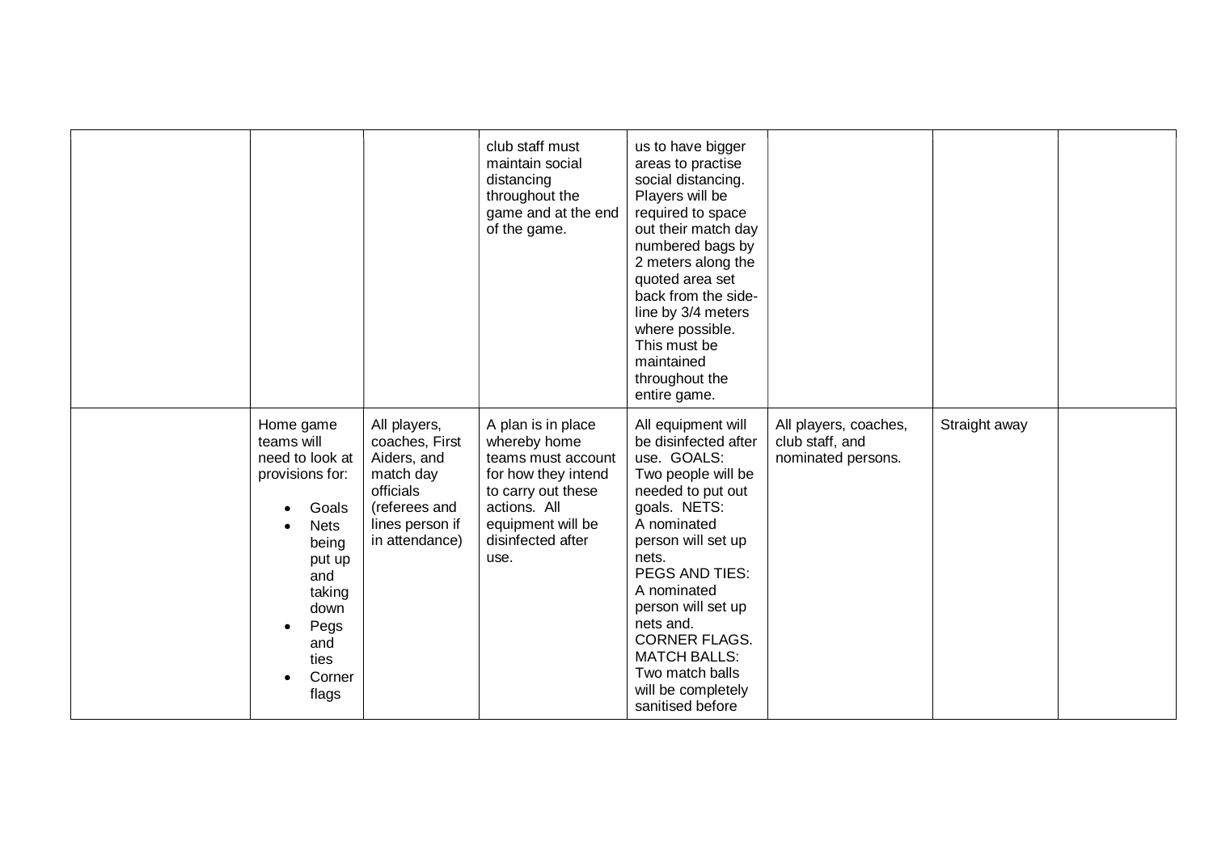| | | | | | | | |
|---|---|---|---|---|---|---|---|
| | | | club staff must maintain social distancing throughout the game and at the end of the game. | us to have bigger areas to practise social distancing. Players will be required to space out their match day numbered bags by 2 meters along the quoted area set back from the side-line by 3/4 meters where possible. This must be maintained throughout the entire game. | | | |
| | Home game teams will need to look at provisions for: <br>• Goals <br>• Nets being put up and taking down <br>• Pegs and ties <br>• Corner flags | All players, coaches, First Aiders, and match day officials (referees and lines person if in attendance) | A plan is in place whereby home teams must account for how they intend to carry out these actions. All equipment will be disinfected after use. | All equipment will be disinfected after use. GOALS: Two people will be needed to put out goals. NETS: A nominated person will set up nets. PEGS AND TIES: A nominated person will set up nets and. CORNER FLAGS. MATCH BALLS: Two match balls will be completely sanitised before | All players, coaches, club staff, and nominated persons. | Straight away | |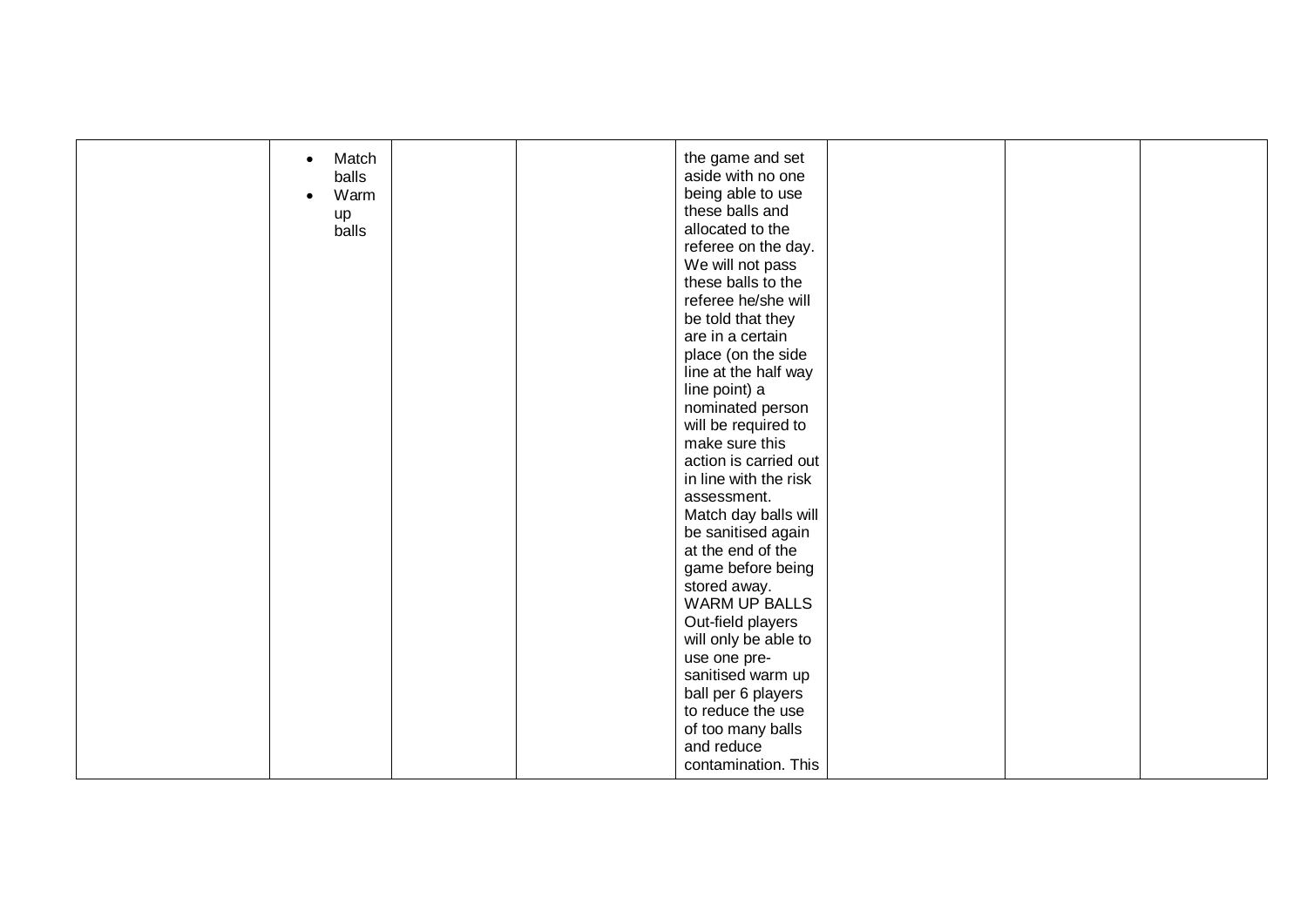|  |  |  |  |  |  |  |  |
|---|---|---|---|---|---|---|---|
|  | • Match balls<br>• Warm up balls |  |  | the game and set aside with no one being able to use these balls and allocated to the referee on the day. We will not pass these balls to the referee he/she will be told that they are in a certain place (on the side line at the half way line point) a nominated person will be required to make sure this action is carried out in line with the risk assessment. Match day balls will be sanitised again at the end of the game before being stored away. WARM UP BALLS Out-field players will only be able to use one pre-sanitised warm up ball per 6 players to reduce the use of too many balls and reduce contamination. This |  |  |  |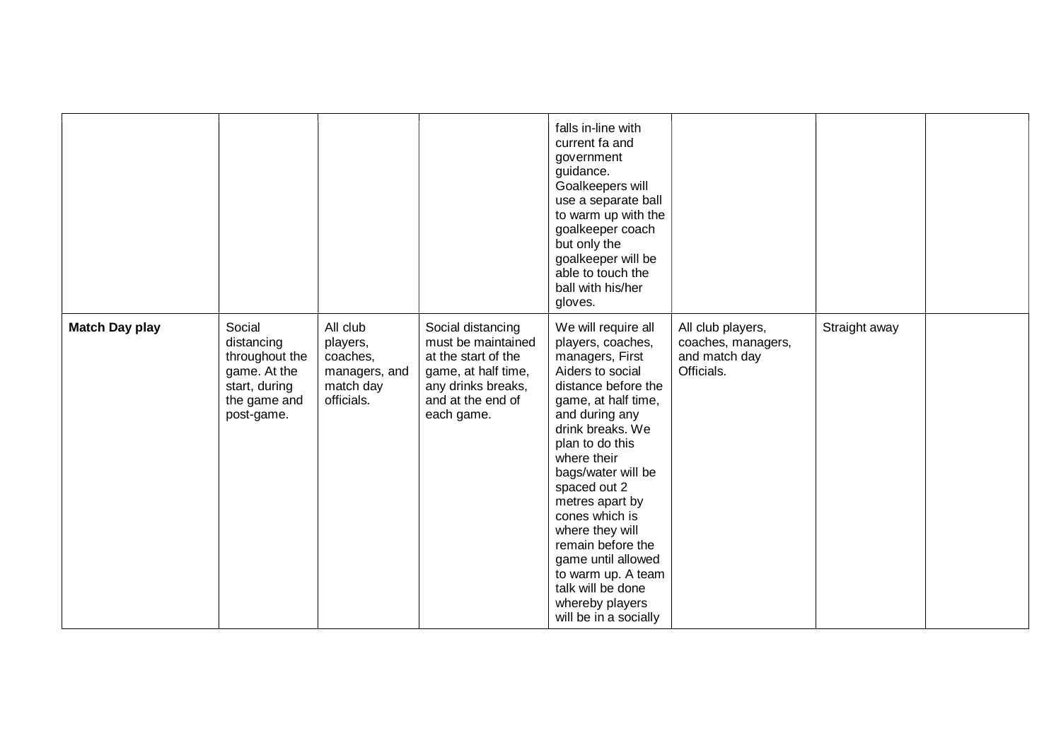| | | | | | | | |
|---|---|---|---|---|---|---|---|
| | | | | falls in-line with current fa and government guidance. Goalkeepers will use a separate ball to warm up with the goalkeeper coach but only the goalkeeper will be able to touch the ball with his/her gloves. | | | |
| **Match Day play** | Social distancing throughout the game. At the start, during the game and post-game. | All club players, coaches, managers, and match day officials. | Social distancing must be maintained at the start of the game, at half time, any drinks breaks, and at the end of each game. | We will require all players, coaches, managers, First Aiders to social distance before the game, at half time, and during any drink breaks. We plan to do this where their bags/water will be spaced out 2 metres apart by cones which is where they will remain before the game until allowed to warm up. A team talk will be done whereby players will be in a socially | All club players, coaches, managers, and match day Officials. | Straight away | |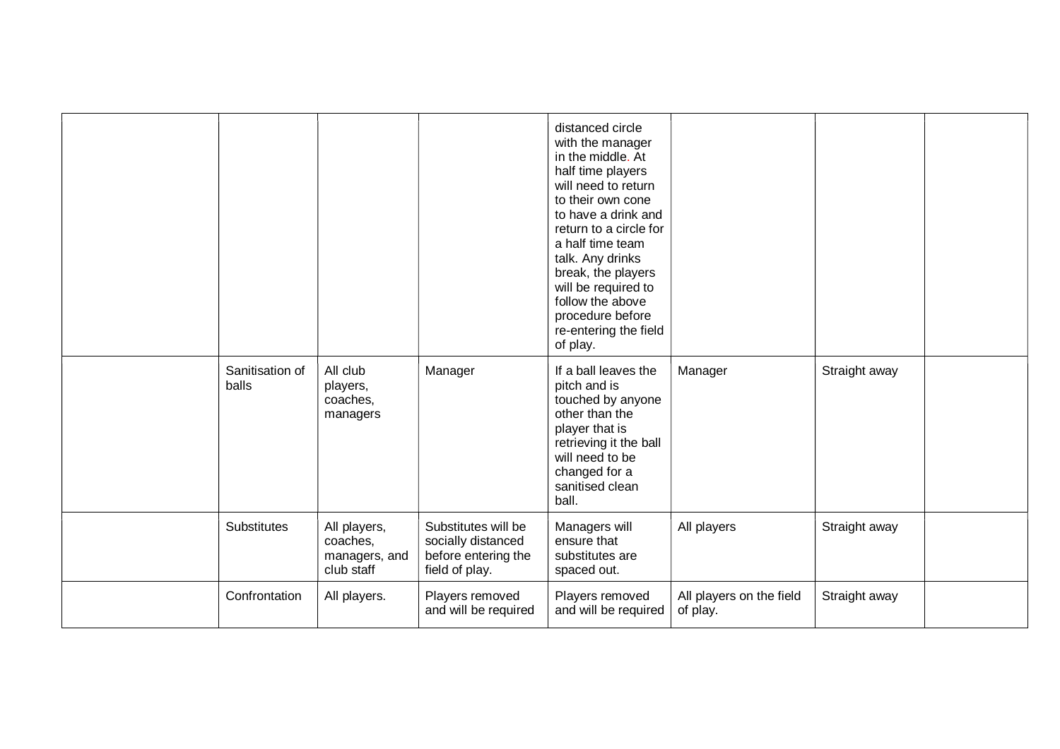| | | | | | | | |
|---|---|---|---|---|---|---|---|
| | | | | distanced circle with the manager in the middle. At half time players will need to return to their own cone to have a drink and return to a circle for a half time team talk. Any drinks break, the players will be required to follow the above procedure before re-entering the field of play. | | | |
| | Sanitisation of balls | All club players, coaches, managers | Manager | If a ball leaves the pitch and is touched by anyone other than the player that is retrieving it the ball will need to be changed for a sanitised clean ball. | Manager | Straight away | |
| | Substitutes | All players, coaches, managers, and club staff | Substitutes will be socially distanced before entering the field of play. | Managers will ensure that substitutes are spaced out. | All players | Straight away | |
| | Confrontation | All players. | Players removed and will be required | Players removed and will be required | All players on the field of play. | Straight away | |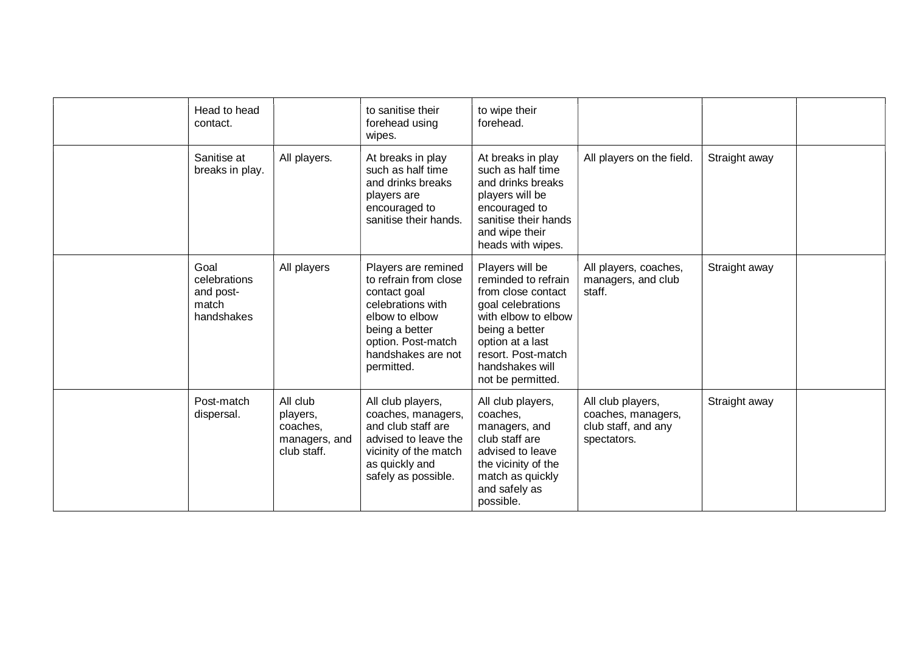|  |  |  |  |  |  |  |  |
|---|---|---|---|---|---|---|---|
|  | Head to head contact. |  | to sanitise their forehead using wipes. | to wipe their forehead. |  |  |  |
|  | Sanitise at breaks in play. | All players. | At breaks in play such as half time and drinks breaks players are encouraged to sanitise their hands. | At breaks in play such as half time and drinks breaks players will be encouraged to sanitise their hands and wipe their heads with wipes. | All players on the field. | Straight away |  |
|  | Goal celebrations and post-match handshakes | All players | Players are remined to refrain from close contact goal celebrations with elbow to elbow being a better option. Post-match handshakes are not permitted. | Players will be reminded to refrain from close contact goal celebrations with elbow to elbow being a better option at a last resort. Post-match handshakes will not be permitted. | All players, coaches, managers, and club staff. | Straight away |  |
|  | Post-match dispersal. | All club players, coaches, managers, and club staff. | All club players, coaches, managers, and club staff are advised to leave the vicinity of the match as quickly and safely as possible. | All club players, coaches, managers, and club staff are advised to leave the vicinity of the match as quickly and safely as possible. | All club players, coaches, managers, club staff, and any spectators. | Straight away |  |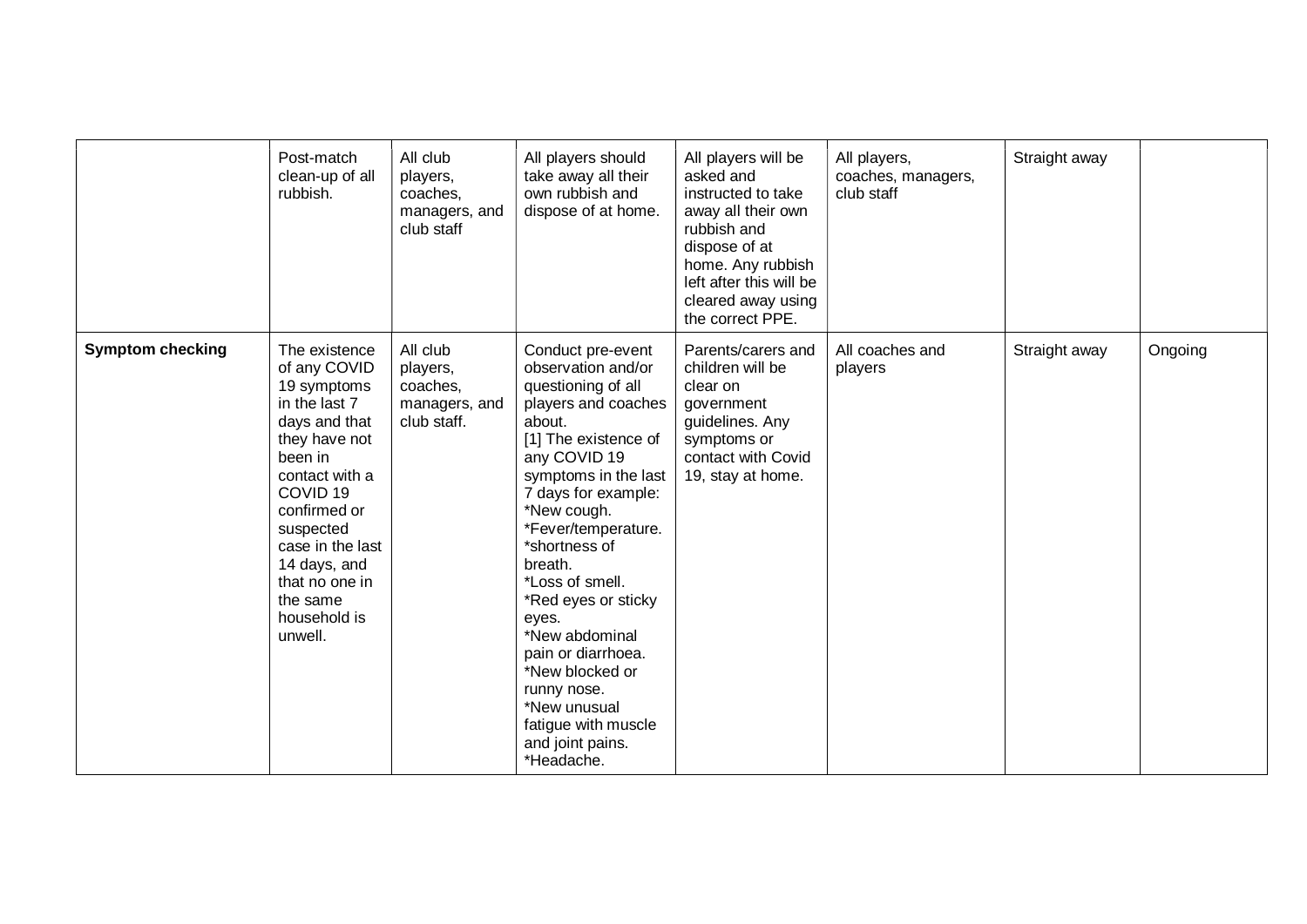| | | | | | | | |
|---|---|---|---|---|---|---|---|
| | Post-match clean-up of all rubbish. | All club players, coaches, managers, and club staff | All players should take away all their own rubbish and dispose of at home. | All players will be asked and instructed to take away all their own rubbish and dispose of at home. Any rubbish left after this will be cleared away using the correct PPE. | All players, coaches, managers, club staff | Straight away | |
| **Symptom checking** | The existence of any COVID 19 symptoms in the last 7 days and that they have not been in contact with a COVID 19 confirmed or suspected case in the last 14 days, and that no one in the same household is unwell. | All club players, coaches, managers, and club staff. | Conduct pre-event observation and/or questioning of all players and coaches about.<br>[1] The existence of any COVID 19 symptoms in the last 7 days for example:<br>*New cough.<br>*Fever/temperature.<br>*shortness of breath.<br>*Loss of smell.<br>*Red eyes or sticky eyes.<br>*New abdominal pain or diarrhoea.<br>*New blocked or runny nose.<br>*New unusual fatigue with muscle and joint pains.<br>*Headache. | Parents/carers and children will be clear on government guidelines. Any symptoms or contact with Covid 19, stay at home. | All coaches and players | Straight away | Ongoing |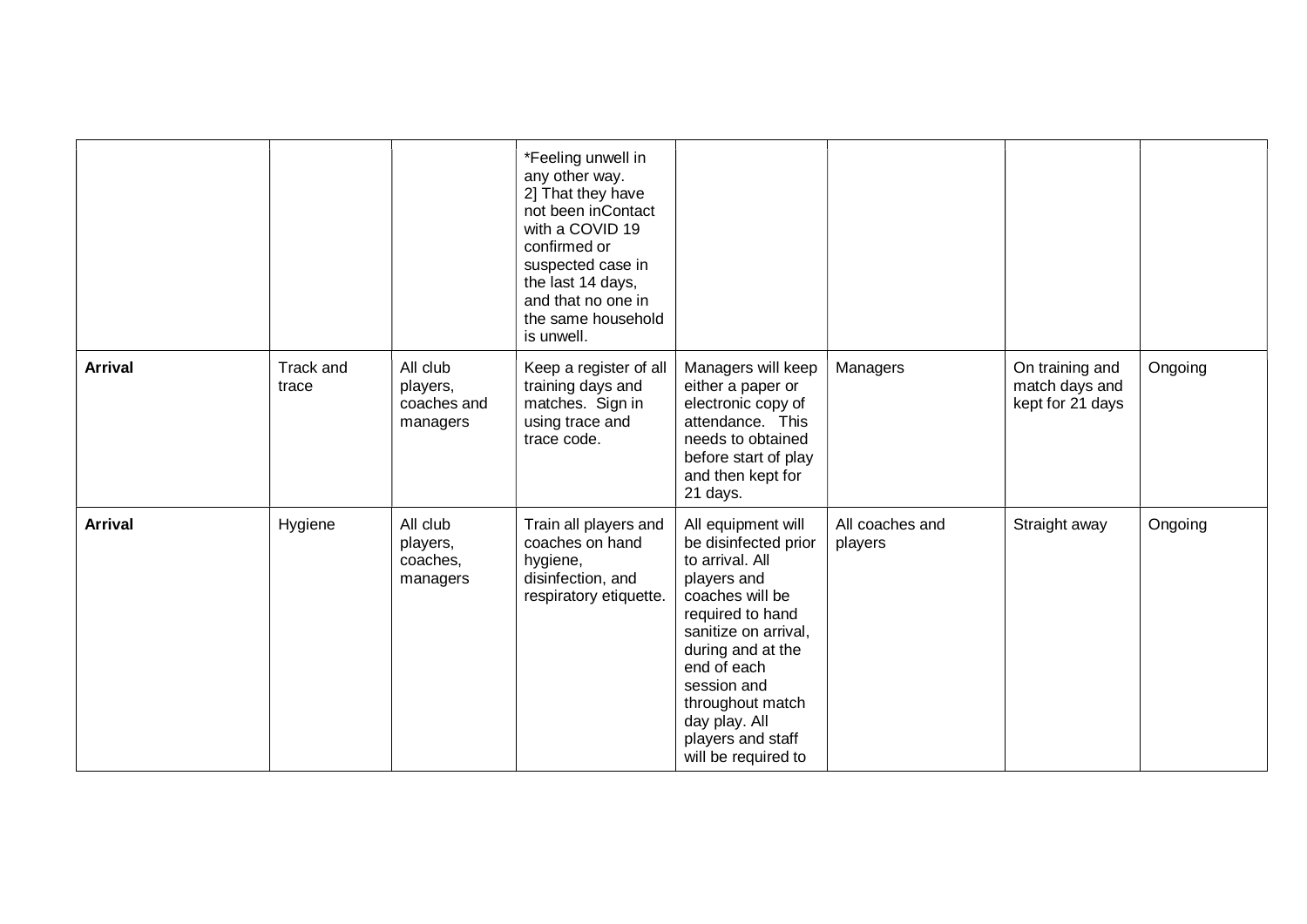| | | | | | | | |
|---|---|---|---|---|---|---|---|
| | | | *Feeling unwell in any other way.<br>2] That they have not been inContact with a COVID 19 confirmed or suspected case in the last 14 days, and that no one in the same household is unwell. | | | | |
| **Arrival** | Track and trace | All club players, coaches and managers | Keep a register of all training days and matches. Sign in using trace and trace code. | Managers will keep either a paper or electronic copy of attendance. This needs to obtained before start of play and then kept for 21 days. | Managers | On training and match days and kept for 21 days | Ongoing |
| **Arrival** | Hygiene | All club players, coaches, managers | Train all players and coaches on hand hygiene, disinfection, and respiratory etiquette. | All equipment will be disinfected prior to arrival. All players and coaches will be required to hand sanitize on arrival, during and at the end of each session and throughout match day play. All players and staff will be required to | All coaches and players | Straight away | Ongoing |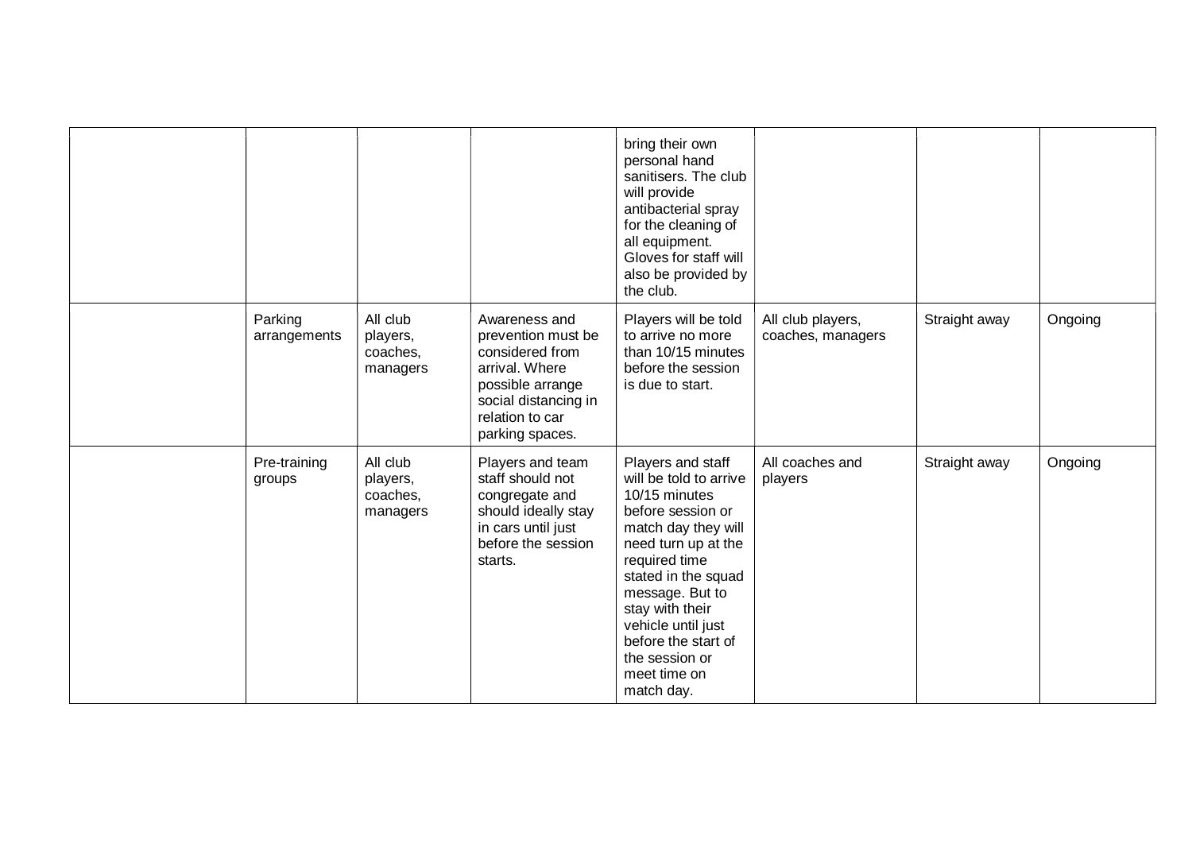| | | | | | | | |
|---|---|---|---|---|---|---|---|
| | | | | bring their own personal hand sanitisers. The club will provide antibacterial spray for the cleaning of all equipment. Gloves for staff will also be provided by the club. | | | |
| | Parking arrangements | All club players, coaches, managers | Awareness and prevention must be considered from arrival. Where possible arrange social distancing in relation to car parking spaces. | Players will be told to arrive no more than 10/15 minutes before the session is due to start. | All club players, coaches, managers | Straight away | Ongoing |
| | Pre-training groups | All club players, coaches, managers | Players and team staff should not congregate and should ideally stay in cars until just before the session starts. | Players and staff will be told to arrive 10/15 minutes before session or match day they will need turn up at the required time stated in the squad message. But to stay with their vehicle until just before the start of the session or meet time on match day. | All coaches and players | Straight away | Ongoing |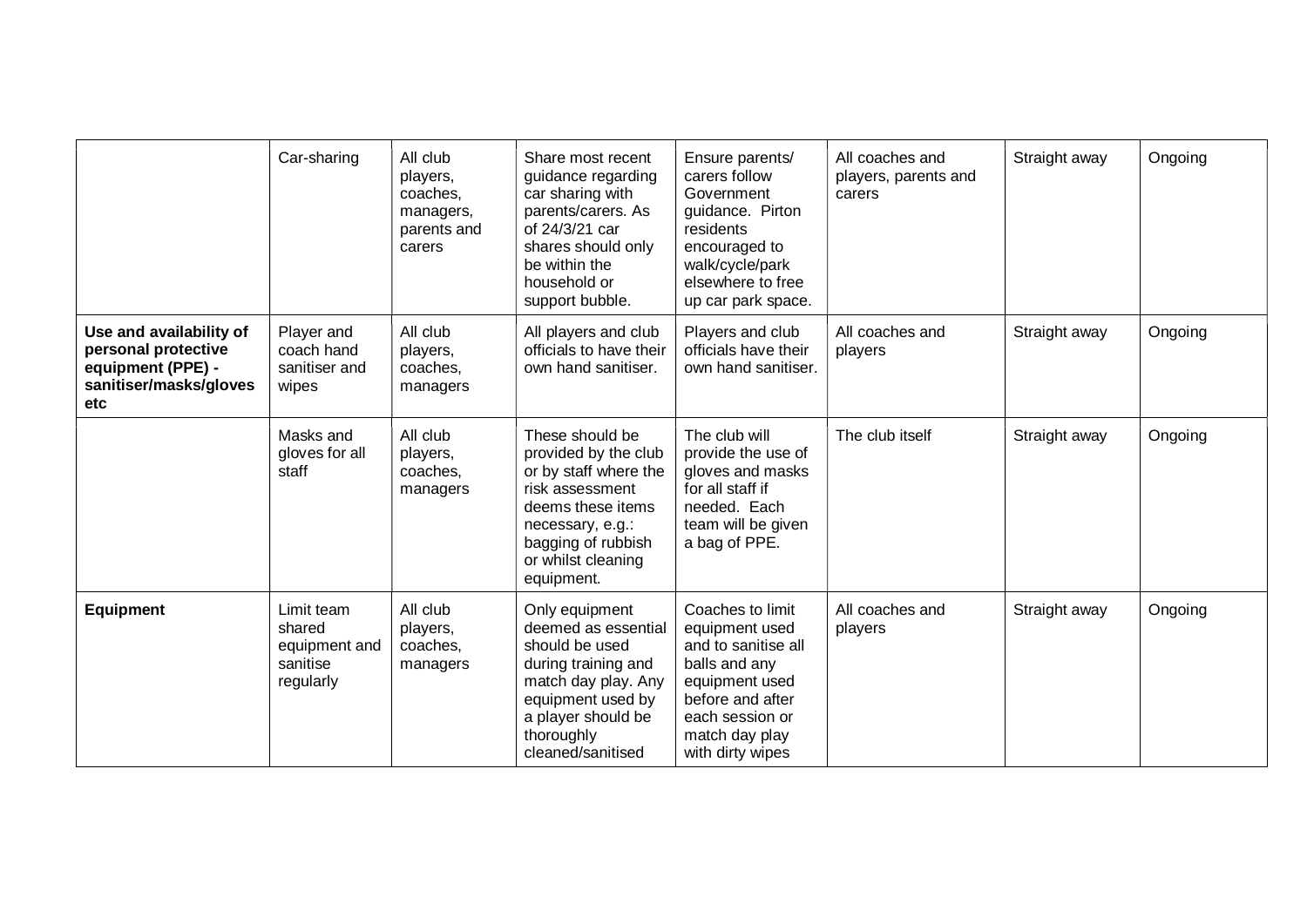| | | | | | | | |
|---|---|---|---|---|---|---|---|
| | Car-sharing | All club players, coaches, managers, parents and carers | Share most recent guidance regarding car sharing with parents/carers. As of 24/3/21 car shares should only be within the household or support bubble. | Ensure parents/ carers follow Government guidance. Pirton residents encouraged to walk/cycle/park elsewhere to free up car park space. | All coaches and players, parents and carers | Straight away | Ongoing |
| **Use and availability of personal protective equipment (PPE) - sanitiser/masks/gloves etc** | Player and coach hand sanitiser and wipes | All club players, coaches, managers | All players and club officials to have their own hand sanitiser. | Players and club officials have their own hand sanitiser. | All coaches and players | Straight away | Ongoing |
| | Masks and gloves for all staff | All club players, coaches, managers | These should be provided by the club or by staff where the risk assessment deems these items necessary, e.g.: bagging of rubbish or whilst cleaning equipment. | The club will provide the use of gloves and masks for all staff if needed. Each team will be given a bag of PPE. | The club itself | Straight away | Ongoing |
| **Equipment** | Limit team shared equipment and sanitise regularly | All club players, coaches, managers | Only equipment deemed as essential should be used during training and match day play. Any equipment used by a player should be thoroughly cleaned/sanitised | Coaches to limit equipment used and to sanitise all balls and any equipment used before and after each session or match day play with dirty wipes | All coaches and players | Straight away | Ongoing |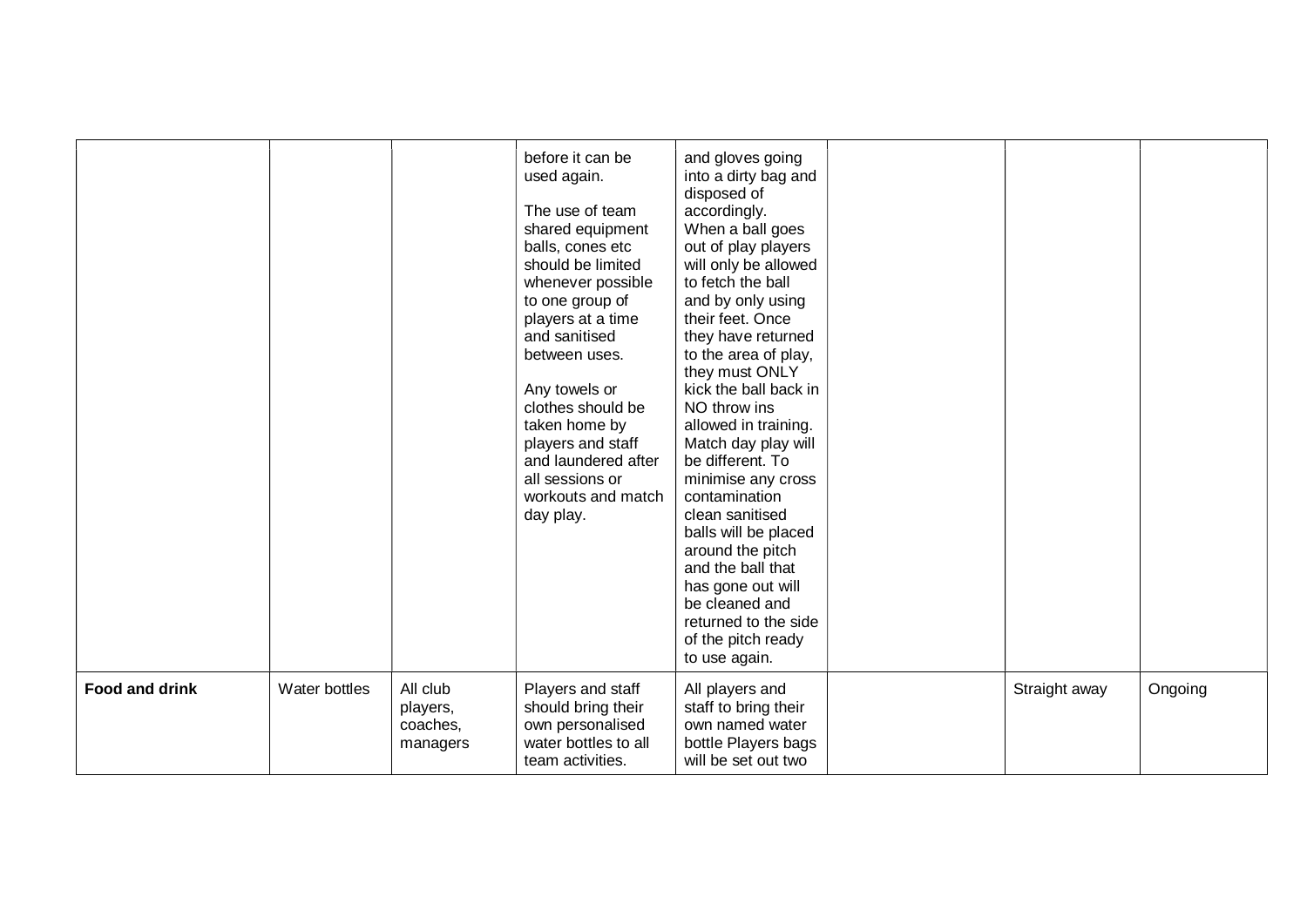| | | | | | | | | |
|---|---|---|---|---|---|---|---|---|
| | | | before it can be used again.<br><br>The use of team shared equipment balls, cones etc should be limited whenever possible to one group of players at a time and sanitised between uses.<br><br>Any towels or clothes should be taken home by players and staff and laundered after all sessions or workouts and match day play. | and gloves going into a dirty bag and disposed of accordingly.<br>When a ball goes out of play players will only be allowed to fetch the ball and by only using their feet. Once they have returned to the area of play, they must ONLY kick the ball back in NO throw ins allowed in training. Match day play will be different. To minimise any cross contamination clean sanitised balls will be placed around the pitch and the ball that has gone out will be cleaned and returned to the side of the pitch ready to use again. | | | | |
| **Food and drink** | Water bottles | All club players, coaches, managers | Players and staff should bring their own personalised water bottles to all team activities. | All players and staff to bring their own named water bottle Players bags will be set out two | | | Straight away | Ongoing |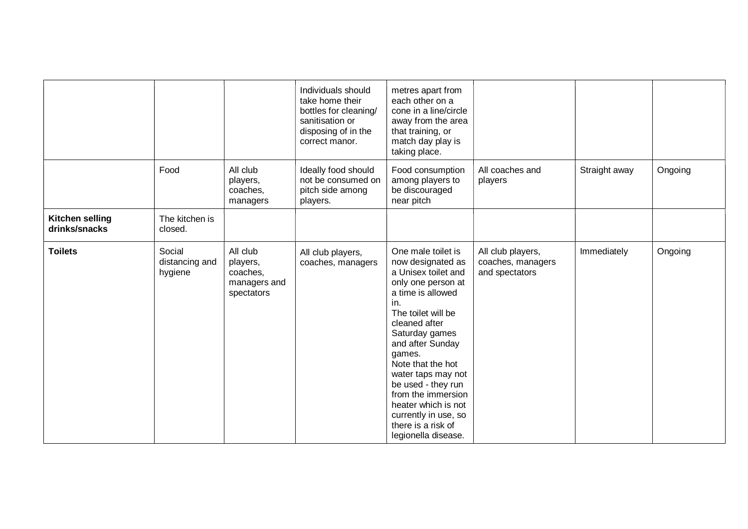| | | | | | | | |
|---|---|---|---|---|---|---|---|
| | | | Individuals should take home their bottles for cleaning/ sanitisation or disposing of in the correct manor. | metres apart from each other on a cone in a line/circle away from the area that training, or match day play is taking place. | | | |
| | Food | All club players, coaches, managers | Ideally food should not be consumed on pitch side among players. | Food consumption among players to be discouraged near pitch | All coaches and players | Straight away | Ongoing |
| **Kitchen selling drinks/snacks** | The kitchen is closed. | | | | | | |
| **Toilets** | Social distancing and hygiene | All club players, coaches, managers and spectators | All club players, coaches, managers | One male toilet is now designated as a Unisex toilet and only one person at a time is allowed in.<br>The toilet will be cleaned after Saturday games and after Sunday games.<br>Note that the hot water taps may not be used - they run from the immersion heater which is not currently in use, so there is a risk of legionella disease. | All club players, coaches, managers and spectators | Immediately | Ongoing |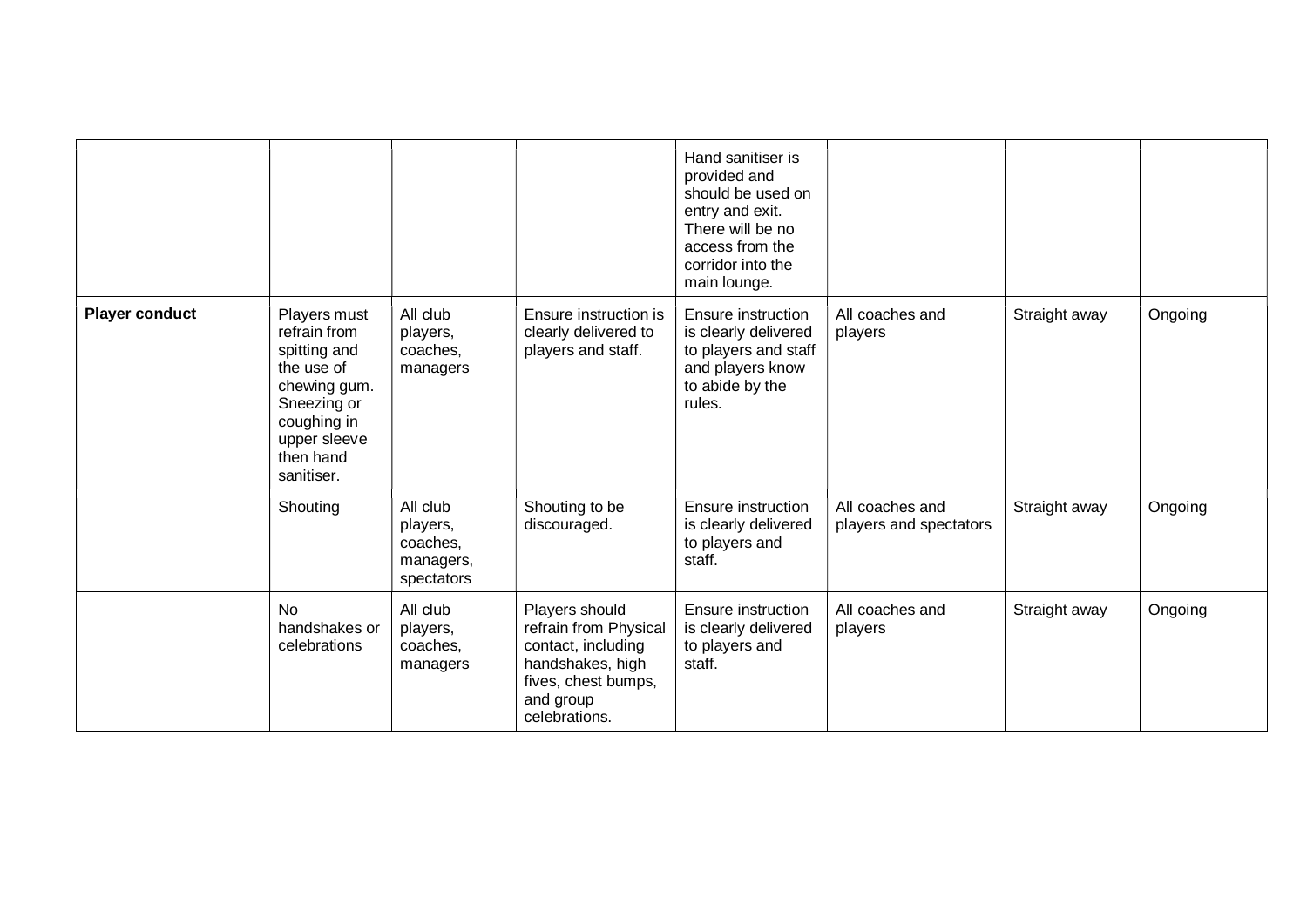| | | | | | | | |
|---|---|---|---|---|---|---|---|
| | | | | Hand sanitiser is provided and should be used on entry and exit. There will be no access from the corridor into the main lounge. | | | |
| **Player conduct** | Players must refrain from spitting and the use of chewing gum. Sneezing or coughing in upper sleeve then hand sanitiser. | All club players, coaches, managers | Ensure instruction is clearly delivered to players and staff. | Ensure instruction is clearly delivered to players and staff and players know to abide by the rules. | All coaches and players | Straight away | Ongoing |
| | Shouting | All club players, coaches, managers, spectators | Shouting to be discouraged. | Ensure instruction is clearly delivered to players and staff. | All coaches and players and spectators | Straight away | Ongoing |
| | No handshakes or celebrations | All club players, coaches, managers | Players should refrain from Physical contact, including handshakes, high fives, chest bumps, and group celebrations. | Ensure instruction is clearly delivered to players and staff. | All coaches and players | Straight away | Ongoing |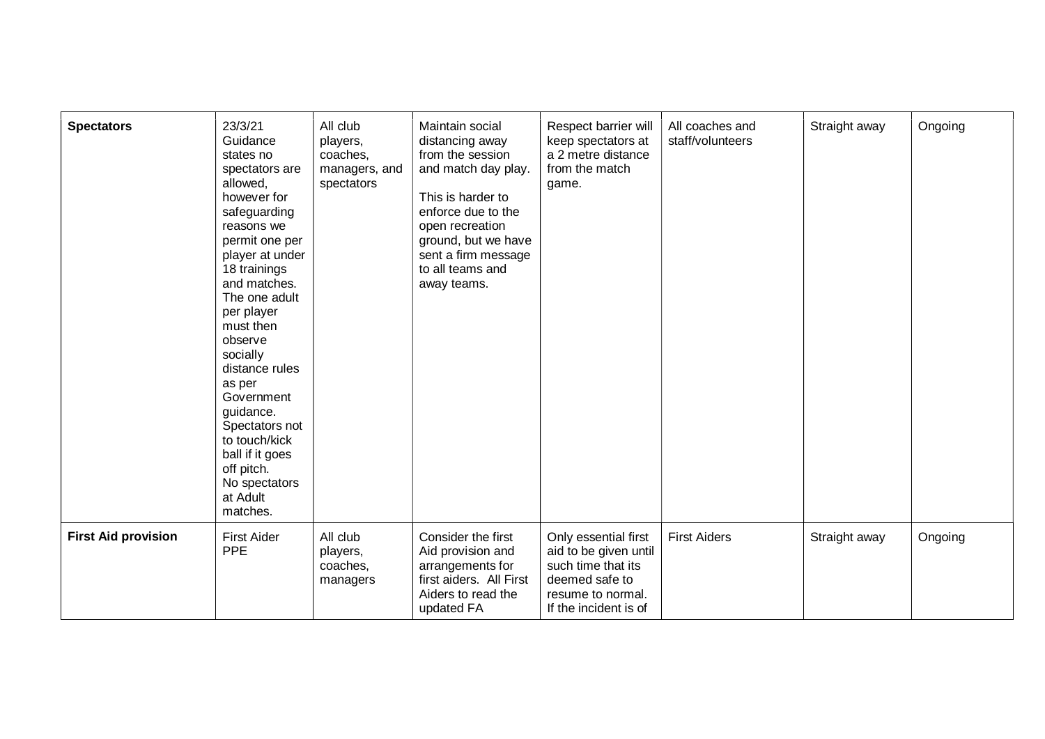| | | | | | | | |
|---|---|---|---|---|---|---|---|
| **Spectators** | 23/3/21 Guidance states no spectators are allowed, however for safeguarding reasons we permit one per player at under 18 trainings and matches. The one adult per player must then observe socially distance rules as per Government guidance. Spectators not to touch/kick ball if it goes off pitch. No spectators at Adult matches. | All club players, coaches, managers, and spectators | Maintain social distancing away from the session and match day play.<br><br>This is harder to enforce due to the open recreation ground, but we have sent a firm message to all teams and away teams. | Respect barrier will keep spectators at a 2 metre distance from the match game. | All coaches and staff/volunteers | Straight away | Ongoing |
| **First Aid provision** | First Aider PPE | All club players, coaches, managers | Consider the first Aid provision and arrangements for first aiders. All First Aiders to read the updated FA | Only essential first aid to be given until such time that its deemed safe to resume to normal. If the incident is of | First Aiders | Straight away | Ongoing |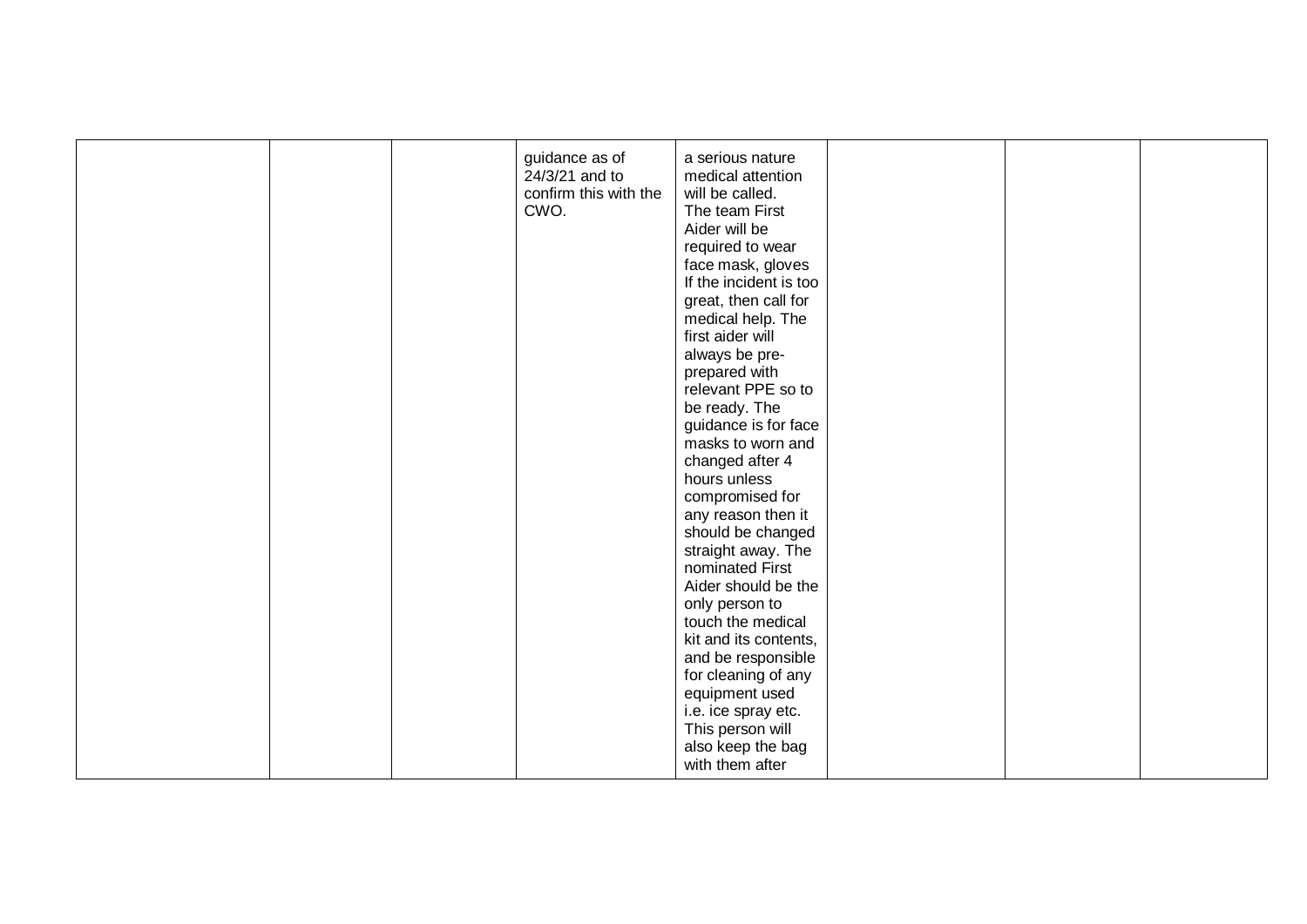| | | | | | | | |
|---|---|---|---|---|---|---|---|
| | | | guidance as of 24/3/21 and to confirm this with the CWO. | a serious nature medical attention will be called. The team First Aider will be required to wear face mask, gloves If the incident is too great, then call for medical help. The first aider will always be pre-prepared with relevant PPE so to be ready. The guidance is for face masks to worn and changed after 4 hours unless compromised for any reason then it should be changed straight away. The nominated First Aider should be the only person to touch the medical kit and its contents, and be responsible for cleaning of any equipment used i.e. ice spray etc. This person will also keep the bag with them after | | | |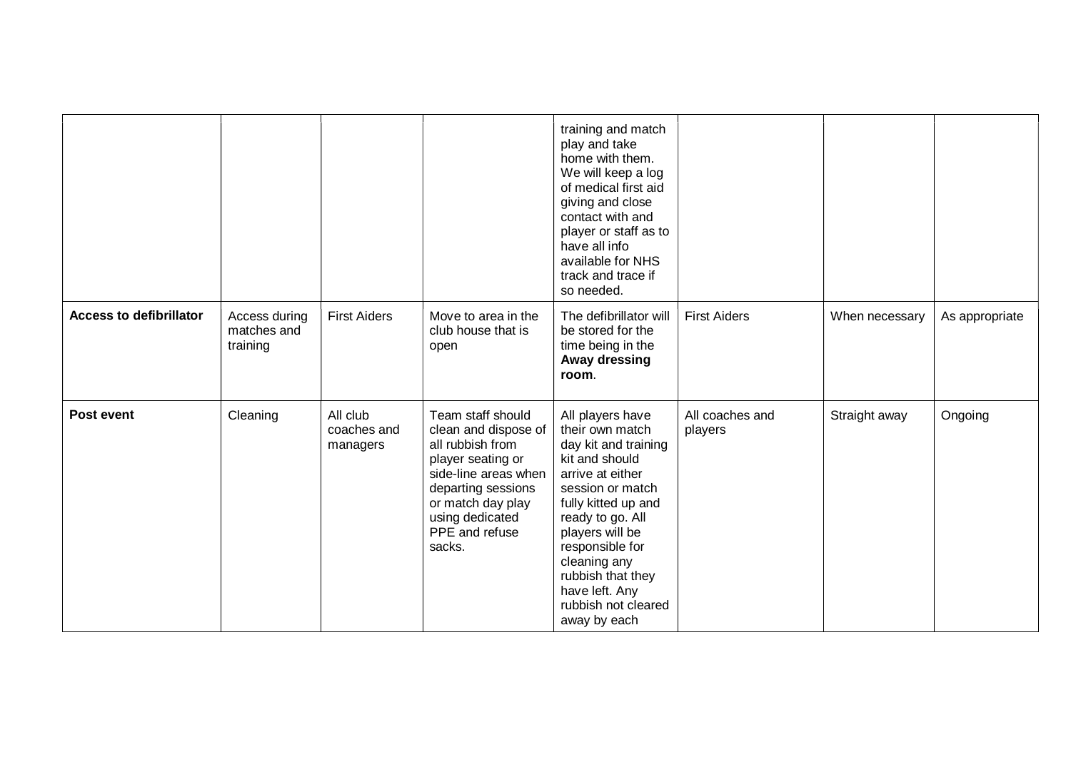| | | | | | | | |
|---|---|---|---|---|---|---|---|
| | | | | training and match play and take home with them. We will keep a log of medical first aid giving and close contact with and player or staff as to have all info available for NHS track and trace if so needed. | | | |
| **Access to defibrillator** | Access during matches and training | First Aiders | Move to area in the club house that is open | The defibrillator will be stored for the time being in the **Away dressing room**. | First Aiders | When necessary | As appropriate |
| **Post event** | Cleaning | All club coaches and managers | Team staff should clean and dispose of all rubbish from player seating or side-line areas when departing sessions or match day play using dedicated PPE and refuse sacks. | All players have their own match day kit and training kit and should arrive at either session or match fully kitted up and ready to go. All players will be responsible for cleaning any rubbish that they have left. Any rubbish not cleared away by each | All coaches and players | Straight away | Ongoing |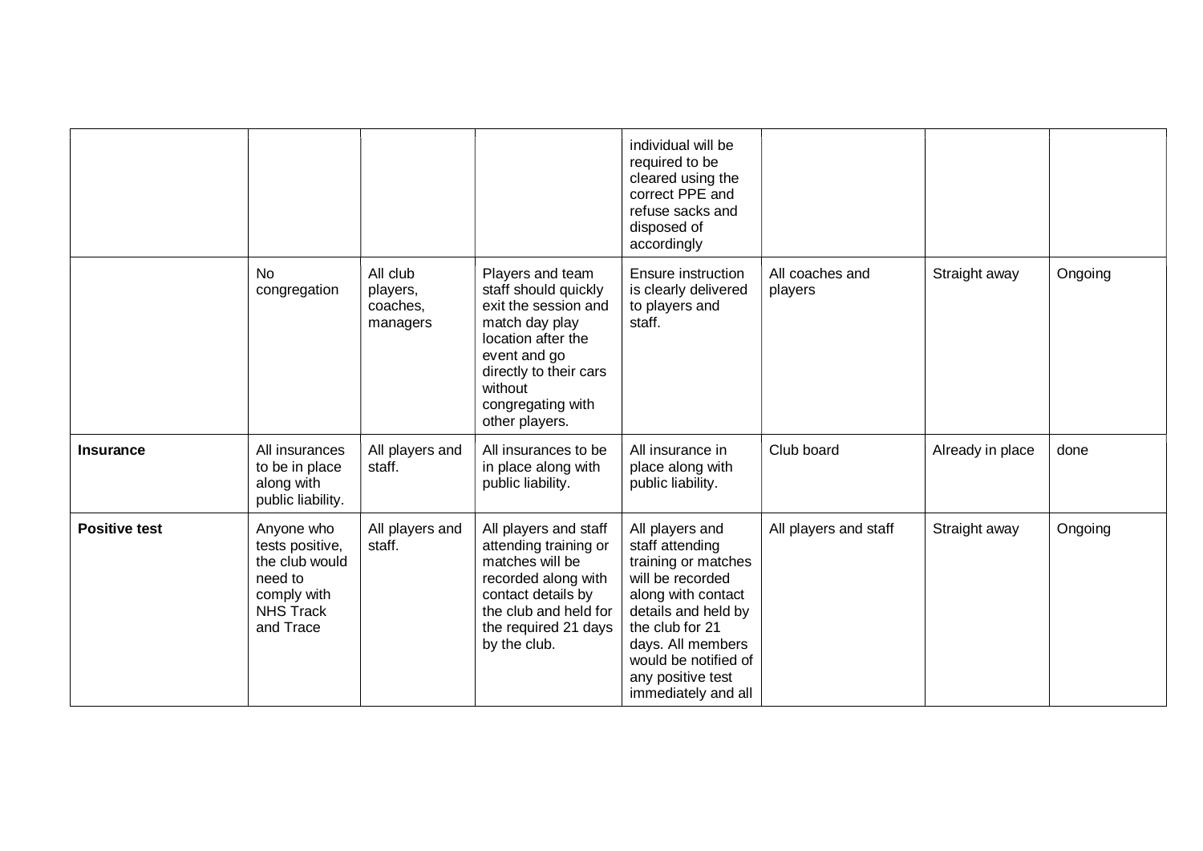|  |  |  |  | individual will be required to be cleared using the correct PPE and refuse sacks and disposed of accordingly |  |  |  |
|---|---|---|---|---|---|---|---|
|  | No congregation | All club players, coaches, managers | Players and team staff should quickly exit the session and match day play location after the event and go directly to their cars without congregating with other players. | Ensure instruction is clearly delivered to players and staff. | All coaches and players | Straight away | Ongoing |
| **Insurance** | All insurances to be in place along with public liability. | All players and staff. | All insurances to be in place along with public liability. | All insurance in place along with public liability. | Club board | Already in place | done |
| **Positive test** | Anyone who tests positive, the club would need to comply with NHS Track and Trace | All players and staff. | All players and staff attending training or matches will be recorded along with contact details by the club and held for the required 21 days by the club. | All players and staff attending training or matches will be recorded along with contact details and held by the club for 21 days. All members would be notified of any positive test immediately and all | All players and staff | Straight away | Ongoing |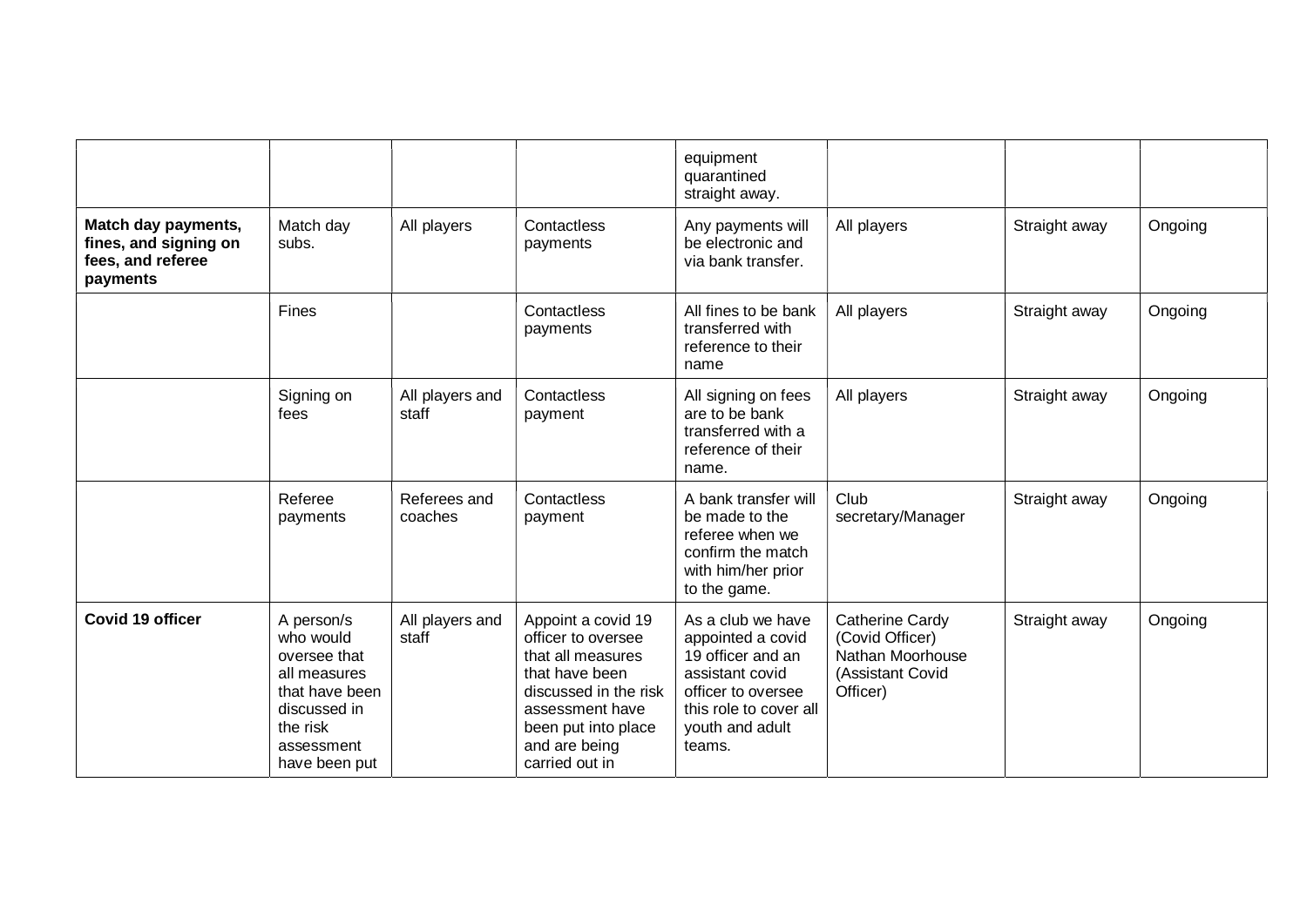| | | | | | | | |
|---|---|---|---|---|---|---|---|
| | | | | equipment quarantined straight away. | | | |
| **Match day payments, fines, and signing on fees, and referee payments** | Match day subs. | All players | Contactless payments | Any payments will be electronic and via bank transfer. | All players | Straight away | Ongoing |
| | Fines | | Contactless payments | All fines to be bank transferred with reference to their name | All players | Straight away | Ongoing |
| | Signing on fees | All players and staff | Contactless payment | All signing on fees are to be bank transferred with a reference of their name. | All players | Straight away | Ongoing |
| | Referee payments | Referees and coaches | Contactless payment | A bank transfer will be made to the referee when we confirm the match with him/her prior to the game. | Club secretary/Manager | Straight away | Ongoing |
| **Covid 19 officer** | A person/s who would oversee that all measures that have been discussed in the risk assessment have been put | All players and staff | Appoint a covid 19 officer to oversee that all measures that have been discussed in the risk assessment have been put into place and are being carried out in | As a club we have appointed a covid 19 officer and an assistant covid officer to oversee this role to cover all youth and adult teams. | Catherine Cardy (Covid Officer) Nathan Moorhouse (Assistant Covid Officer) | Straight away | Ongoing |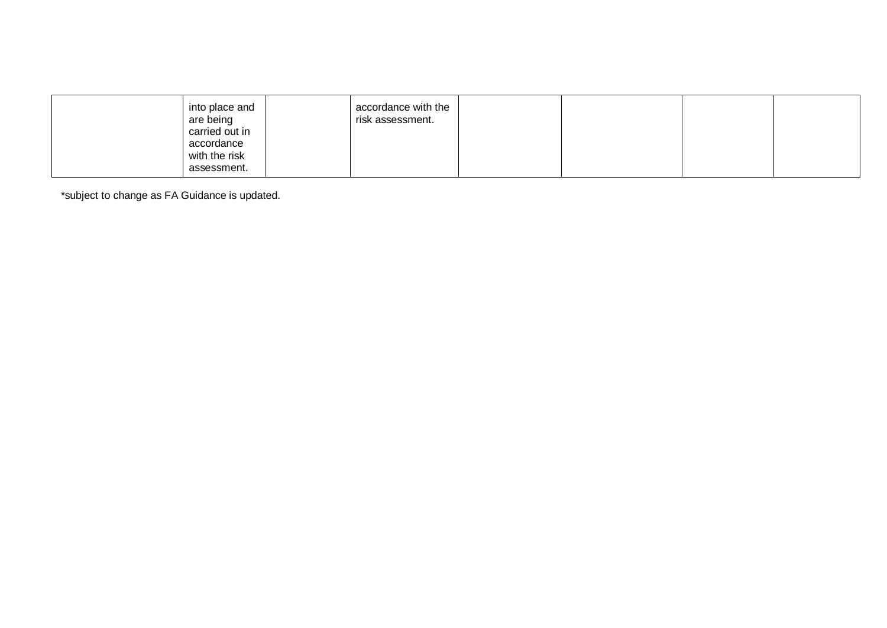| | | | | | | | |
|---|---|---|---|---|---|---|---|
| | into place and are being carried out in accordance with the risk assessment. | | accordance with the risk assessment. | | | | |

*subject to change as FA Guidance is updated.